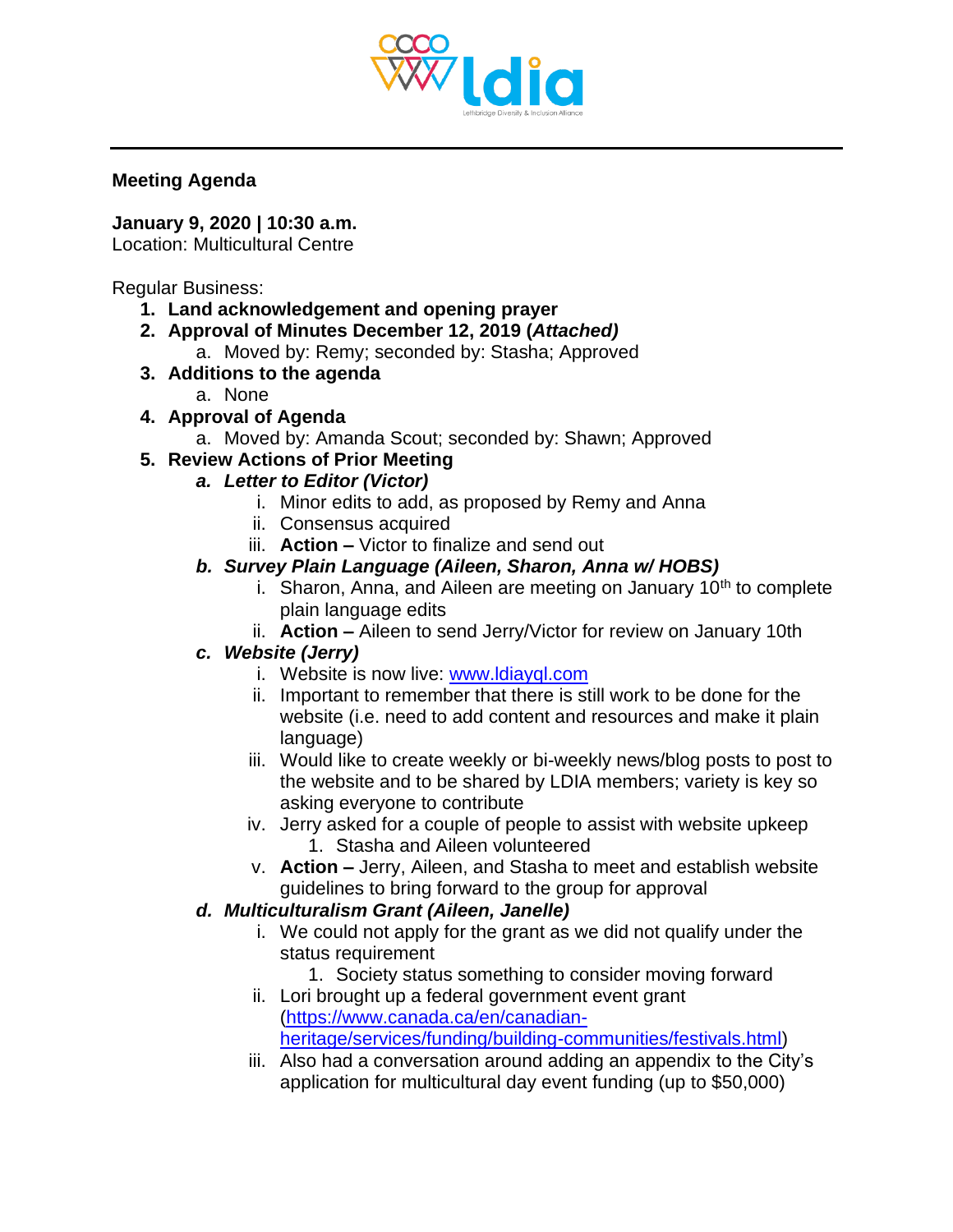ldia

Lethbridge Diversity & Inclusion Alliance

**Meeting Agenda**

**January 9, 2020 | 10:30 a.m.**
Location: Multicultural Centre

Regular Business:

1. **Land acknowledgement and opening prayer**
2. **Approval of Minutes December 12, 2019 (*Attached)***
   a. Moved by: Remy; seconded by: Stasha; Approved
3. **Additions to the agenda**
   a. None
4. **Approval of Agenda**
   a. Moved by: Amanda Scout; seconded by: Shawn; Approved
5. **Review Actions of Prior Meeting**
   a. ***Letter to Editor (Victor)***
      i. Minor edits to add, as proposed by Remy and Anna
      ii. Consensus acquired
      iii. **Action –** Victor to finalize and send out
   b. ***Survey Plain Language (Aileen, Sharon, Anna w/ HOBS)***
      i. Sharon, Anna, and Aileen are meeting on January 10th to complete plain language edits
      ii. **Action –** Aileen to send Jerry/Victor for review on January 10th
   c. ***Website (Jerry)***
      i. Website is now live: www.ldiayql.com
      ii. Important to remember that there is still work to be done for the website (i.e. need to add content and resources and make it plain language)
      iii. Would like to create weekly or bi-weekly news/blog posts to post to the website and to be shared by LDIA members; variety is key so asking everyone to contribute
      iv. Jerry asked for a couple of people to assist with website upkeep
         1. Stasha and Aileen volunteered
      v. **Action –** Jerry, Aileen, and Stasha to meet and establish website guidelines to bring forward to the group for approval
   d. ***Multiculturalism Grant (Aileen, Janelle)***
      i. We could not apply for the grant as we did not qualify under the status requirement
         1. Society status something to consider moving forward
      ii. Lori brought up a federal government event grant (https://www.canada.ca/en/canadian-heritage/services/funding/building-communities/festivals.html)
      iii. Also had a conversation around adding an appendix to the City's application for multicultural day event funding (up to $50,000)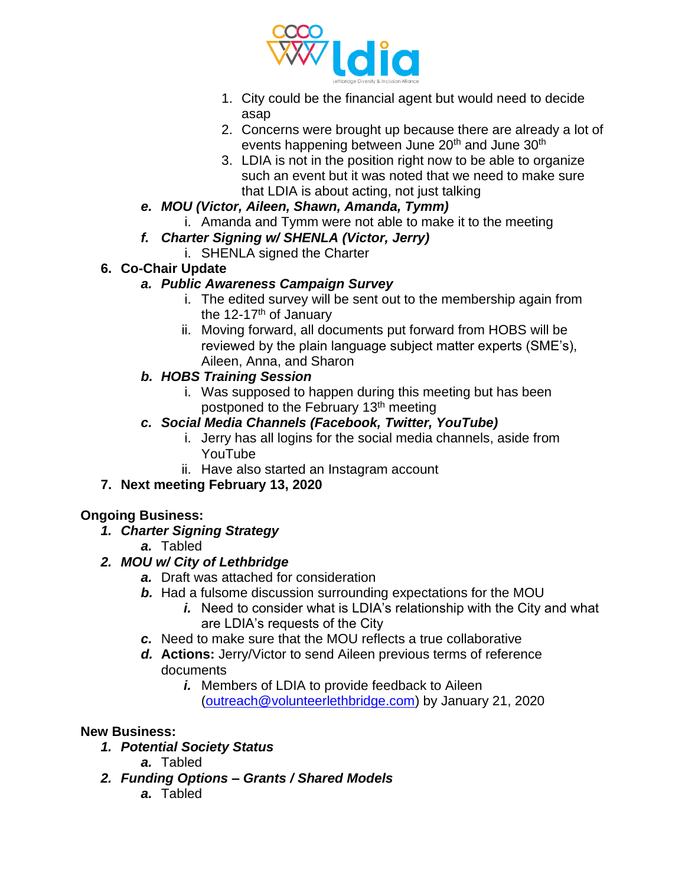1. City could be the financial agent but would need to decide asap
2. Concerns were brought up because there are already a lot of events happening between June 20th and June 30th
3. LDIA is not in the position right now to be able to organize such an event but it was noted that we need to make sure that LDIA is about acting, not just talking

e. ***MOU (Victor, Aileen, Shawn, Amanda, Tymm)***
   i. Amanda and Tymm were not able to make it to the meeting

f. ***Charter Signing w/ SHENLA (Victor, Jerry)***
   i. SHENLA signed the Charter

**6. Co-Chair Update**

a. ***Public Awareness Campaign Survey***
   i. The edited survey will be sent out to the membership again from the 12-17th of January
   ii. Moving forward, all documents put forward from HOBS will be reviewed by the plain language subject matter experts (SME's), Aileen, Anna, and Sharon

b. ***HOBS Training Session***
   i. Was supposed to happen during this meeting but has been postponed to the February 13th meeting

c. ***Social Media Channels (Facebook, Twitter, YouTube)***
   i. Jerry has all logins for the social media channels, aside from YouTube
   ii. Have also started an Instagram account

**7. Next meeting February 13, 2020**

**Ongoing Business:**

1. ***Charter Signing Strategy***
   a. Tabled
2. ***MOU w/ City of Lethbridge***
   a. Draft was attached for consideration
   b. Had a fulsome discussion surrounding expectations for the MOU
      i. Need to consider what is LDIA's relationship with the City and what are LDIA's requests of the City
   c. Need to make sure that the MOU reflects a true collaborative
   d. **Actions:** Jerry/Victor to send Aileen previous terms of reference documents
      i. Members of LDIA to provide feedback to Aileen (outreach@volunteerlethbridge.com) by January 21, 2020

**New Business:**

1. ***Potential Society Status***
   a. Tabled
2. ***Funding Options – Grants / Shared Models***
   a. Tabled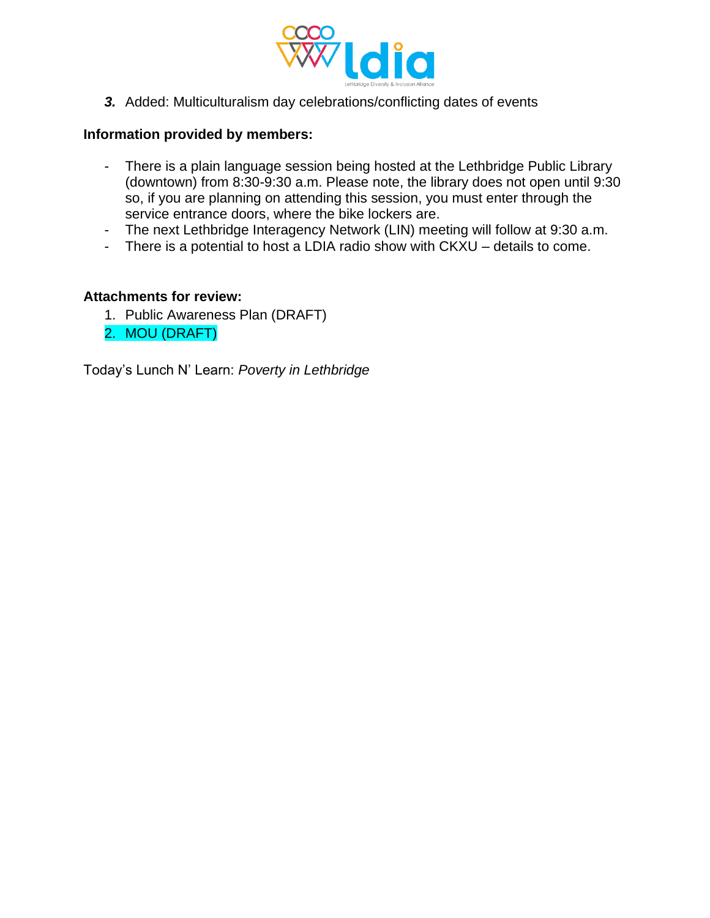3. Added: Multiculturalism day celebrations/conflicting dates of events

**Information provided by members:**

- There is a plain language session being hosted at the Lethbridge Public Library (downtown) from 8:30-9:30 a.m. Please note, the library does not open until 9:30 so, if you are planning on attending this session, you must enter through the service entrance doors, where the bike lockers are.
- The next Lethbridge Interagency Network (LIN) meeting will follow at 9:30 a.m.
- There is a potential to host a LDIA radio show with CKXU – details to come.

**Attachments for review:**

1. Public Awareness Plan (DRAFT)
2. MOU (DRAFT)

Today's Lunch N' Learn: *Poverty in Lethbridge*